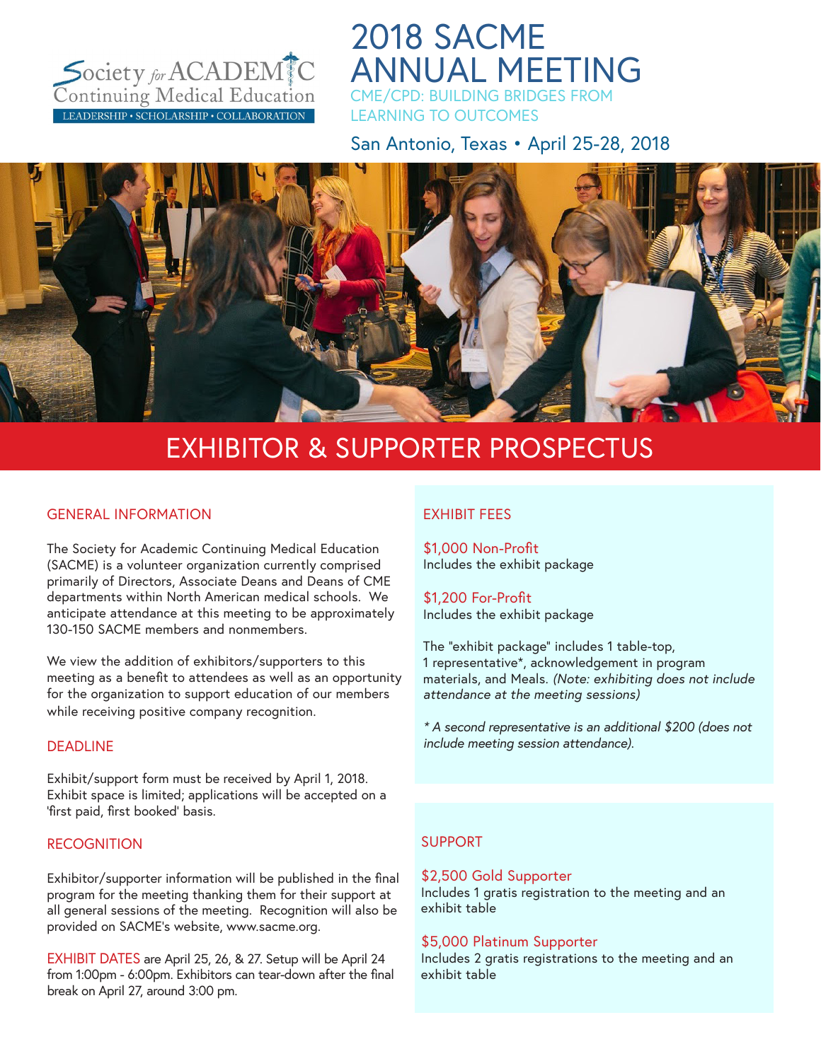Society for ACADEMIC Continuing Medical Education

LEADERSHIP • SCHOLARSHIP • COLLABORATION

# 2018 SACME ANNUAL MEETING

CME/CPD: BUILDING BRIDGES FROM LEARNING TO OUTCOMES

San Antonio, Texas • April 25-28, 2018

## EXHIBITOR & SUPPORTER PROSPECTUS

### GENERAL INFORMATION

The Society for Academic Continuing Medical Education (SACME) is a volunteer organization currently comprised primarily of Directors, Associate Deans and Deans of CME departments within North American medical schools. We anticipate attendance at this meeting to be approximately 130-150 SACME members and nonmembers.

We view the addition of exhibitors/supporters to this meeting as a benefit to attendees as well as an opportunity for the organization to support education of our members while receiving positive company recognition.

### DEADLINE

Exhibit/support form must be received by April 1, 2018. Exhibit space is limited; applications will be accepted on a 'first paid, first booked' basis.

### RECOGNITION

Exhibitor/supporter information will be published in the final program for the meeting thanking them for their support at all general sessions of the meeting. Recognition will also be provided on SACME's website, www.sacme.org.

EXHIBIT DATES are April 25, 26, & 27. Setup will be April 24 from 1:00pm - 6:00pm. Exhibitors can tear-down after the final break on April 27, around 3:00 pm.

### EXHIBIT FEES

**$1,000 Non-Profit**
Includes the exhibit package

**$1,200 For-Profit**
Includes the exhibit package

The "exhibit package" includes 1 table-top, 1 representative*, acknowledgement in program materials, and Meals. *(Note: exhibiting does not include attendance at the meeting sessions)*

*\* A second representative is an additional $200 (does not include meeting session attendance).*

### SUPPORT

**$2,500 Gold Supporter**
Includes 1 gratis registration to the meeting and an exhibit table

**$5,000 Platinum Supporter**
Includes 2 gratis registrations to the meeting and an exhibit table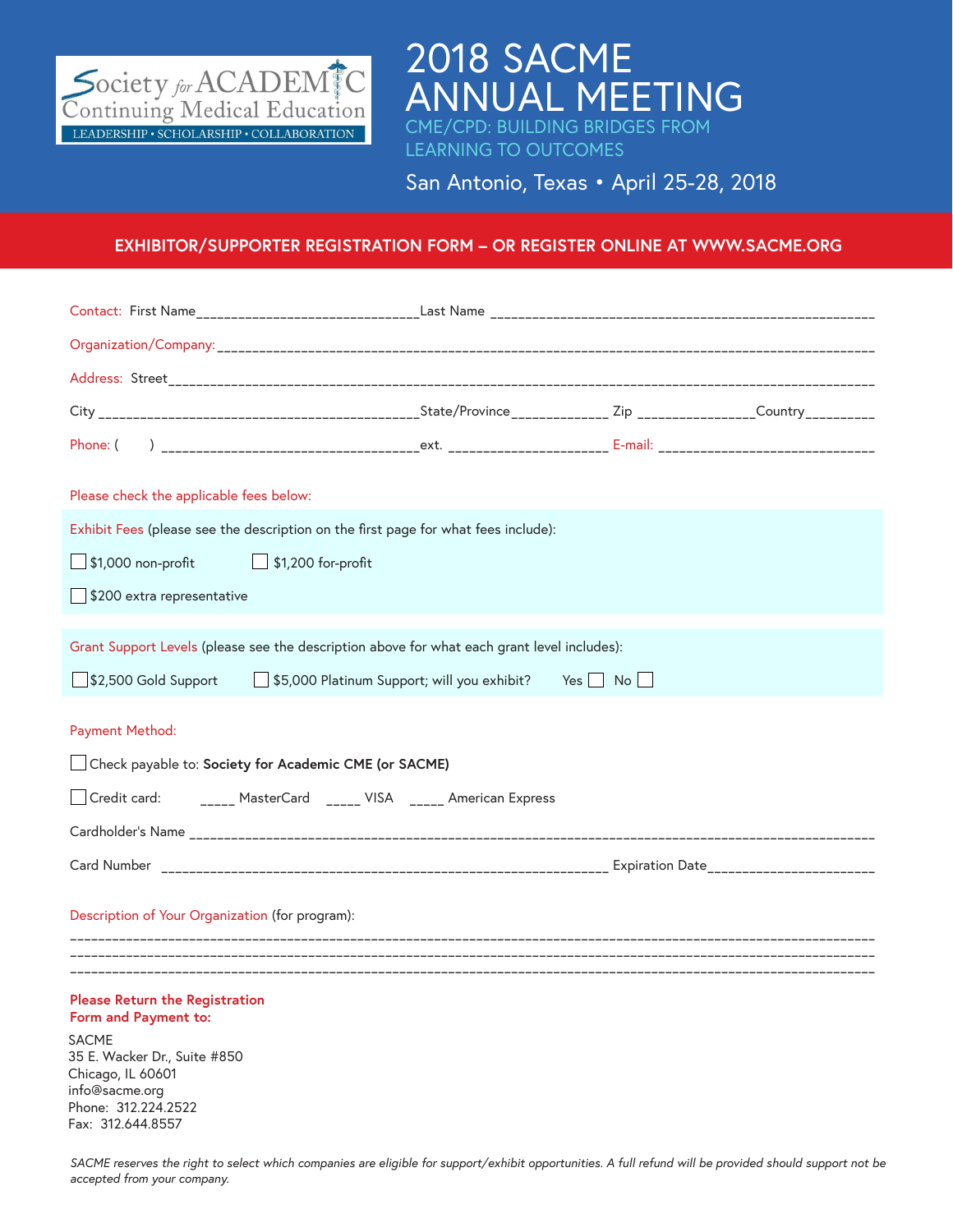Society *for* ACADEMIC Continuing Medical Education
LEADERSHIP • SCHOLARSHIP • COLLABORATION

# 2018 SACME ANNUAL MEETING

## CME/CPD: BUILDING BRIDGES FROM LEARNING TO OUTCOMES

San Antonio, Texas • April 25-28, 2018

## EXHIBITOR/SUPPORTER REGISTRATION FORM – OR REGISTER ONLINE AT WWW.SACME.ORG

Contact: First Name______________________________Last Name ______________________________________________________

Organization/Company: ____________________________________________________________________________________________

Address: Street______________________________________________________________________________________________________

City _____________________________________________State/Province_____________ Zip ________________Country_________

Phone: (        ) ____________________________________ext. _____________________ E-mail: ______________________________

Please check the applicable fees below:

Exhibit Fees (please see the description on the first page for what fees include):

☐ $1,000 non-profit ☐ $1,200 for-profit

☐ $200 extra representative

Grant Support Levels (please see the description above for what each grant level includes):

☐ $2,500 Gold Support ☐ $5,000 Platinum Support; will you exhibit? Yes ☐ No ☐

Payment Method:

☐ Check payable to: **Society for Academic CME (or SACME)**

☐ Credit card: _____ MasterCard _____ VISA _____ American Express

Cardholder's Name _____________________________________________________________________________________________

Card Number _______________________________________________________________ Expiration Date______________________

Description of Your Organization (for program):

____________________________________________________________________________________________________________________
____________________________________________________________________________________________________________________
____________________________________________________________________________________________________________________

**Please Return the Registration Form and Payment to:**

SACME
35 E. Wacker Dr., Suite #850
Chicago, IL 60601
info@sacme.org
Phone: 312.224.2522
Fax: 312.644.8557

*SACME reserves the right to select which companies are eligible for support/exhibit opportunities. A full refund will be provided should support not be accepted from your company.*